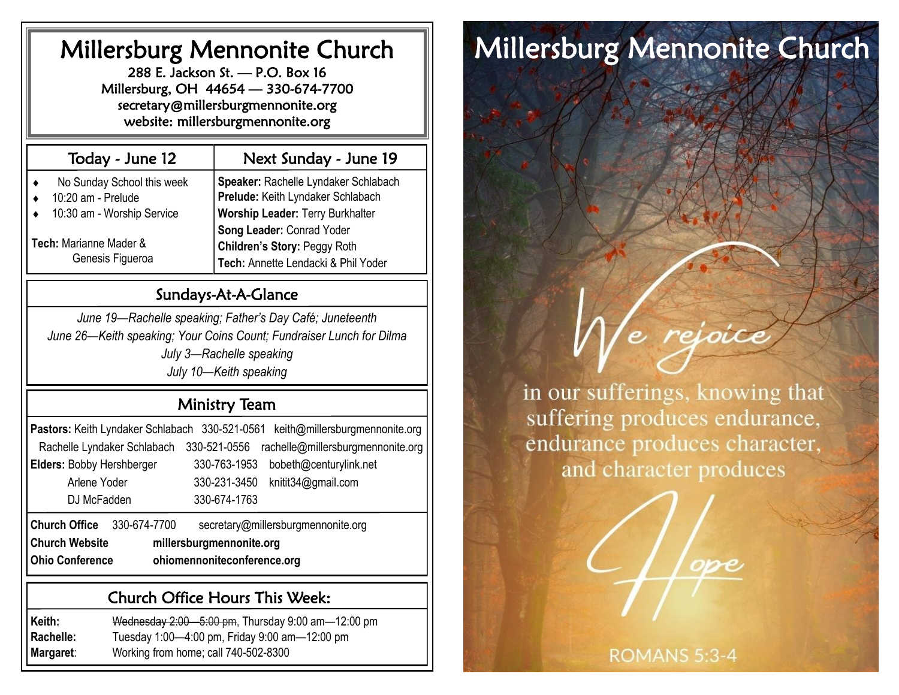# Millersburg Mennonite Church

288 E. Jackson St. — P.O. Box 16
Millersburg, OH 44654 — 330-674-7700
secretary@millersburgmennonite.org
website: millersburgmennonite.org

| Today - June 12 | Next Sunday - June 19 |
|---|---|
| ◆ No Sunday School this week<br>◆ 10:20 am - Prelude<br>◆ 10:30 am - Worship Service<br><br>**Tech:** Marianne Mader & Genesis Figueroa | **Speaker:** Rachelle Lyndaker Schlabach<br>**Prelude:** Keith Lyndaker Schlabach<br>**Worship Leader:** Terry Burkhalter<br>**Song Leader:** Conrad Yoder<br>**Children's Story:** Peggy Roth<br>**Tech:** Annette Lendacki & Phil Yoder |

## Sundays-At-A-Glance

*June 19—Rachelle speaking; Father's Day Café; Juneteenth*
*June 26—Keith speaking; Your Coins Count; Fundraiser Lunch for Dilma*
*July 3—Rachelle speaking*
*July 10—Keith speaking*

## Ministry Team

| | | | |
|---|---|---|---|
| **Pastors:** | Keith Lyndaker Schlabach | 330-521-0561 | keith@millersburgmennonite.org |
| | Rachelle Lyndaker Schlabach | 330-521-0556 | rachelle@millersburgmennonite.org |
| **Elders:** | Bobby Hershberger | 330-763-1953 | bobeth@centurylink.net |
| | Arlene Yoder | 330-231-3450 | knitit34@gmail.com |
| | DJ McFadden | 330-674-1763 | |

**Church Office** 330-674-7700 secretary@millersburgmennonite.org
**Church Website** **millersburgmennonite.org**
**Ohio Conference** **ohiomennoniteconference.org**

## Church Office Hours This Week:

**Keith:** ~~Wednesday 2:00—5:00 pm~~, Thursday 9:00 am—12:00 pm
**Rachelle:** Tuesday 1:00—4:00 pm, Friday 9:00 am—12:00 pm
**Margaret**: Working from home; call 740-502-8300

# Millersburg Mennonite Church

We rejoice in our sufferings, knowing that suffering produces endurance, endurance produces character, and character produces Hope

ROMANS 5:3-4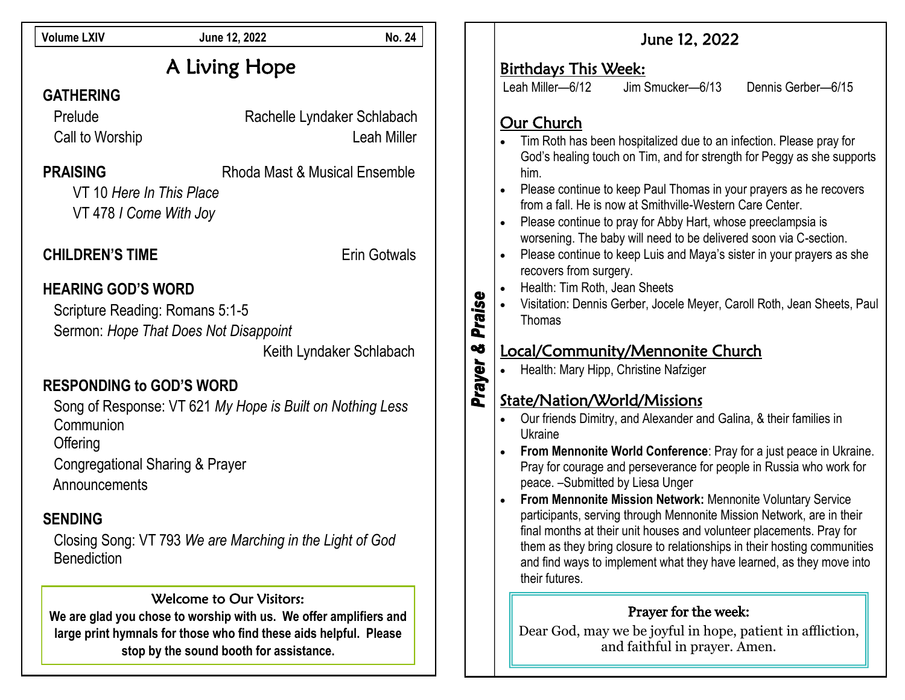Volume LXIV | June 12, 2022 | No. 24

# A Living Hope

## GATHERING

Prelude — Rachelle Lyndaker Schlabach

Call to Worship — Leah Miller

## PRAISING — Rhoda Mast & Musical Ensemble

VT 10 *Here In This Place*

VT 478 *I Come With Joy*

## CHILDREN'S TIME — Erin Gotwals

## HEARING GOD'S WORD

Scripture Reading: Romans 5:1-5

Sermon: *Hope That Does Not Disappoint*

Keith Lyndaker Schlabach

## RESPONDING to GOD'S WORD

Song of Response: VT 621 *My Hope is Built on Nothing Less*

Communion

Offering

Congregational Sharing & Prayer

Announcements

## SENDING

Closing Song: VT 793 *We are Marching in the Light of God*

Benediction

### Welcome to Our Visitors:

**We are glad you chose to worship with us. We offer amplifiers and large print hymnals for those who find these aids helpful. Please stop by the sound booth for assistance.**

---

***Prayer & Praise***

## June 12, 2022

### Birthdays This Week:

Leah Miller—6/12 Jim Smucker—6/13 Dennis Gerber—6/15

### Our Church

- Tim Roth has been hospitalized due to an infection. Please pray for God's healing touch on Tim, and for strength for Peggy as she supports him.
- Please continue to keep Paul Thomas in your prayers as he recovers from a fall. He is now at Smithville-Western Care Center.
- Please continue to pray for Abby Hart, whose preeclampsia is worsening. The baby will need to be delivered soon via C-section.
- Please continue to keep Luis and Maya's sister in your prayers as she recovers from surgery.
- Health: Tim Roth, Jean Sheets
- Visitation: Dennis Gerber, Jocele Meyer, Caroll Roth, Jean Sheets, Paul Thomas

### Local/Community/Mennonite Church

- Health: Mary Hipp, Christine Nafziger

### State/Nation/World/Missions

- Our friends Dimitry, and Alexander and Galina, & their families in Ukraine
- **From Mennonite World Conference**: Pray for a just peace in Ukraine. Pray for courage and perseverance for people in Russia who work for peace. –Submitted by Liesa Unger
- **From Mennonite Mission Network:** Mennonite Voluntary Service participants, serving through Mennonite Mission Network, are in their final months at their unit houses and volunteer placements. Pray for them as they bring closure to relationships in their hosting communities and find ways to implement what they have learned, as they move into their futures.

### Prayer for the week:

Dear God, may we be joyful in hope, patient in affliction, and faithful in prayer. Amen.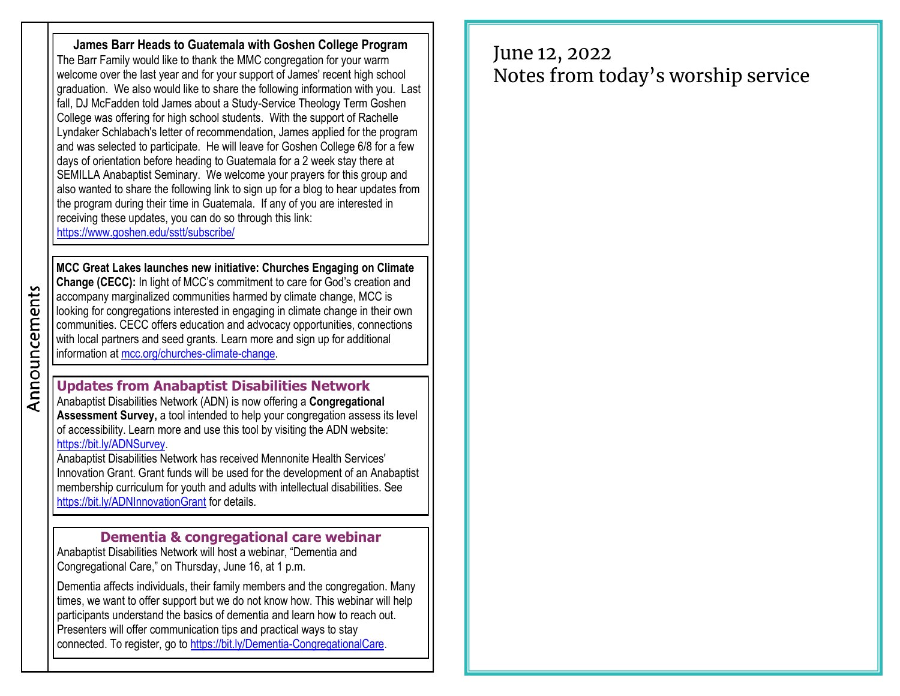## Announcements

### James Barr Heads to Guatemala with Goshen College Program

The Barr Family would like to thank the MMC congregation for your warm welcome over the last year and for your support of James' recent high school graduation. We also would like to share the following information with you. Last fall, DJ McFadden told James about a Study-Service Theology Term Goshen College was offering for high school students. With the support of Rachelle Lyndaker Schlabach's letter of recommendation, James applied for the program and was selected to participate. He will leave for Goshen College 6/8 for a few days of orientation before heading to Guatemala for a 2 week stay there at SEMILLA Anabaptist Seminary. We welcome your prayers for this group and also wanted to share the following link to sign up for a blog to hear updates from the program during their time in Guatemala. If any of you are interested in receiving these updates, you can do so through this link: https://www.goshen.edu/sstt/subscribe/

**MCC Great Lakes launches new initiative: Churches Engaging on Climate Change (CECC):** In light of MCC's commitment to care for God's creation and accompany marginalized communities harmed by climate change, MCC is looking for congregations interested in engaging in climate change in their own communities. CECC offers education and advocacy opportunities, connections with local partners and seed grants. Learn more and sign up for additional information at mcc.org/churches-climate-change.

### Updates from Anabaptist Disabilities Network

Anabaptist Disabilities Network (ADN) is now offering a **Congregational Assessment Survey,** a tool intended to help your congregation assess its level of accessibility. Learn more and use this tool by visiting the ADN website: https://bit.ly/ADNSurvey.

Anabaptist Disabilities Network has received Mennonite Health Services' Innovation Grant. Grant funds will be used for the development of an Anabaptist membership curriculum for youth and adults with intellectual disabilities. See https://bit.ly/ADNInnovationGrant for details.

### Dementia & congregational care webinar

Anabaptist Disabilities Network will host a webinar, "Dementia and Congregational Care," on Thursday, June 16, at 1 p.m.

Dementia affects individuals, their family members and the congregation. Many times, we want to offer support but we do not know how. This webinar will help participants understand the basics of dementia and learn how to reach out. Presenters will offer communication tips and practical ways to stay connected. To register, go to https://bit.ly/Dementia-CongregationalCare.

June 12, 2022
Notes from today's worship service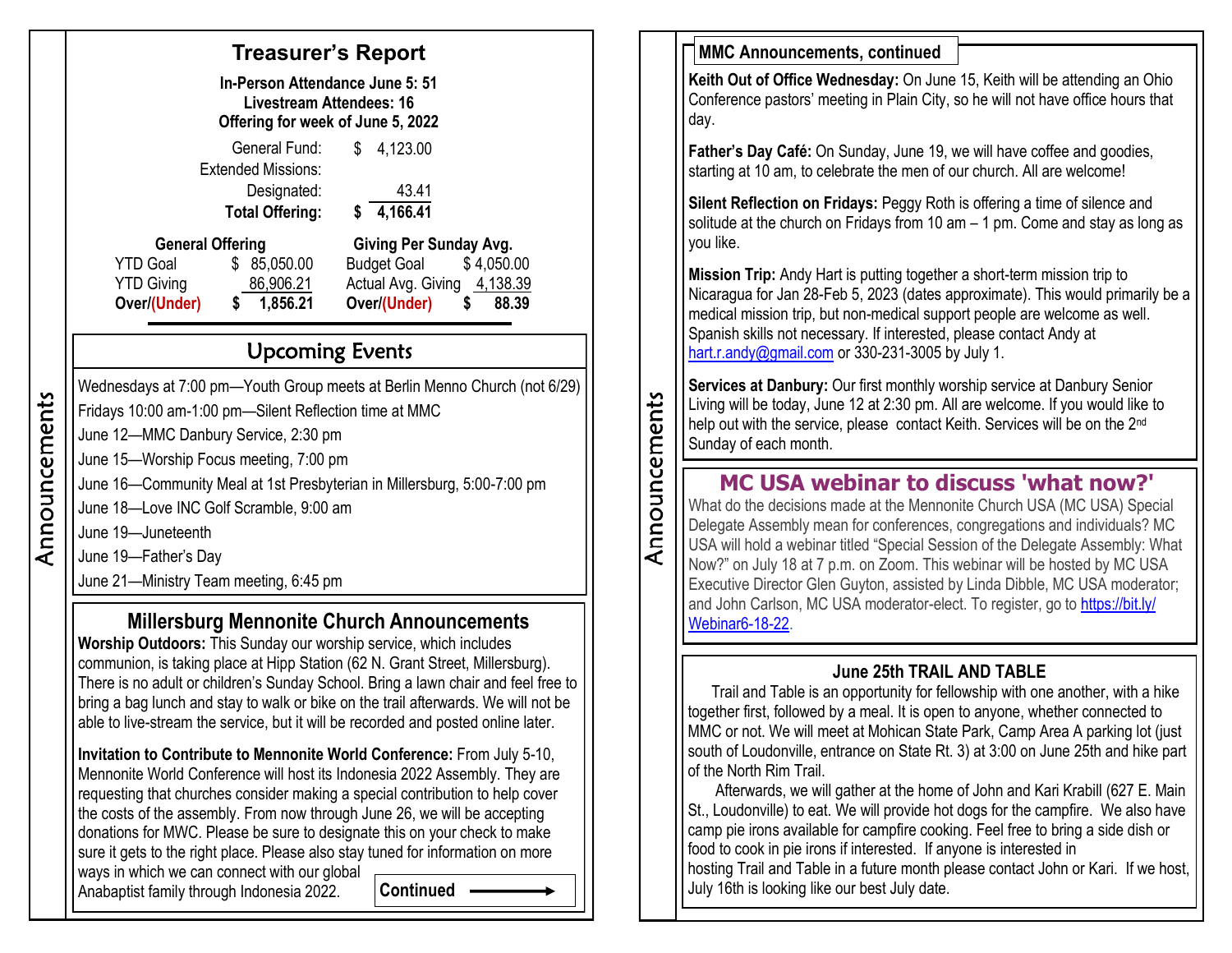## Treasurer's Report

**In-Person Attendance June 5: 51**
**Livestream Attendees: 16**
**Offering for week of June 5, 2022**

| | |
|---|---|
| General Fund: | $ 4,123.00 |
| Extended Missions: | |
| Designated: | 43.41 |
| **Total Offering:** | **$ 4,166.41** |

| **General Offering** | | **Giving Per Sunday Avg.** | |
|---|---|---|---|
| YTD Goal | $ 85,050.00 | Budget Goal | $ 4,050.00 |
| YTD Giving | 86,906.21 | Actual Avg. Giving | 4,138.39 |
| **Over/(Under)** | **$ 1,856.21** | **Over/(Under)** | **$ 88.39** |

## Upcoming Events

Wednesdays at 7:00 pm—Youth Group meets at Berlin Menno Church (not 6/29)
Fridays 10:00 am-1:00 pm—Silent Reflection time at MMC
June 12—MMC Danbury Service, 2:30 pm
June 15—Worship Focus meeting, 7:00 pm
June 16—Community Meal at 1st Presbyterian in Millersburg, 5:00-7:00 pm
June 18—Love INC Golf Scramble, 9:00 am
June 19—Juneteenth
June 19—Father's Day
June 21—Ministry Team meeting, 6:45 pm

## Millersburg Mennonite Church Announcements

**Worship Outdoors:** This Sunday our worship service, which includes communion, is taking place at Hipp Station (62 N. Grant Street, Millersburg). There is no adult or children's Sunday School. Bring a lawn chair and feel free to bring a bag lunch and stay to walk or bike on the trail afterwards. We will not be able to live-stream the service, but it will be recorded and posted online later.

**Invitation to Contribute to Mennonite World Conference:** From July 5-10, Mennonite World Conference will host its Indonesia 2022 Assembly. They are requesting that churches consider making a special contribution to help cover the costs of the assembly. From now through June 26, we will be accepting donations for MWC. Please be sure to designate this on your check to make sure it gets to the right place. Please also stay tuned for information on more ways in which we can connect with our global Anabaptist family through Indonesia 2022.

**Continued →**

## MMC Announcements, continued

**Keith Out of Office Wednesday:** On June 15, Keith will be attending an Ohio Conference pastors' meeting in Plain City, so he will not have office hours that day.

**Father's Day Café:** On Sunday, June 19, we will have coffee and goodies, starting at 10 am, to celebrate the men of our church. All are welcome!

**Silent Reflection on Fridays:** Peggy Roth is offering a time of silence and solitude at the church on Fridays from 10 am – 1 pm. Come and stay as long as you like.

**Mission Trip:** Andy Hart is putting together a short-term mission trip to Nicaragua for Jan 28-Feb 5, 2023 (dates approximate). This would primarily be a medical mission trip, but non-medical support people are welcome as well. Spanish skills not necessary. If interested, please contact Andy at hart.r.andy@gmail.com or 330-231-3005 by July 1.

**Services at Danbury:** Our first monthly worship service at Danbury Senior Living will be today, June 12 at 2:30 pm. All are welcome. If you would like to help out with the service, please contact Keith. Services will be on the 2nd Sunday of each month.

## MC USA webinar to discuss 'what now?'

What do the decisions made at the Mennonite Church USA (MC USA) Special Delegate Assembly mean for conferences, congregations and individuals? MC USA will hold a webinar titled "Special Session of the Delegate Assembly: What Now?" on July 18 at 7 p.m. on Zoom. This webinar will be hosted by MC USA Executive Director Glen Guyton, assisted by Linda Dibble, MC USA moderator; and John Carlson, MC USA moderator-elect. To register, go to https://bit.ly/Webinar6-18-22.

## June 25th TRAIL AND TABLE

Trail and Table is an opportunity for fellowship with one another, with a hike together first, followed by a meal. It is open to anyone, whether connected to MMC or not. We will meet at Mohican State Park, Camp Area A parking lot (just south of Loudonville, entrance on State Rt. 3) at 3:00 on June 25th and hike part of the North Rim Trail.

Afterwards, we will gather at the home of John and Kari Krabill (627 E. Main St., Loudonville) to eat. We will provide hot dogs for the campfire. We also have camp pie irons available for campfire cooking. Feel free to bring a side dish or food to cook in pie irons if interested. If anyone is interested in hosting Trail and Table in a future month please contact John or Kari. If we host, July 16th is looking like our best July date.